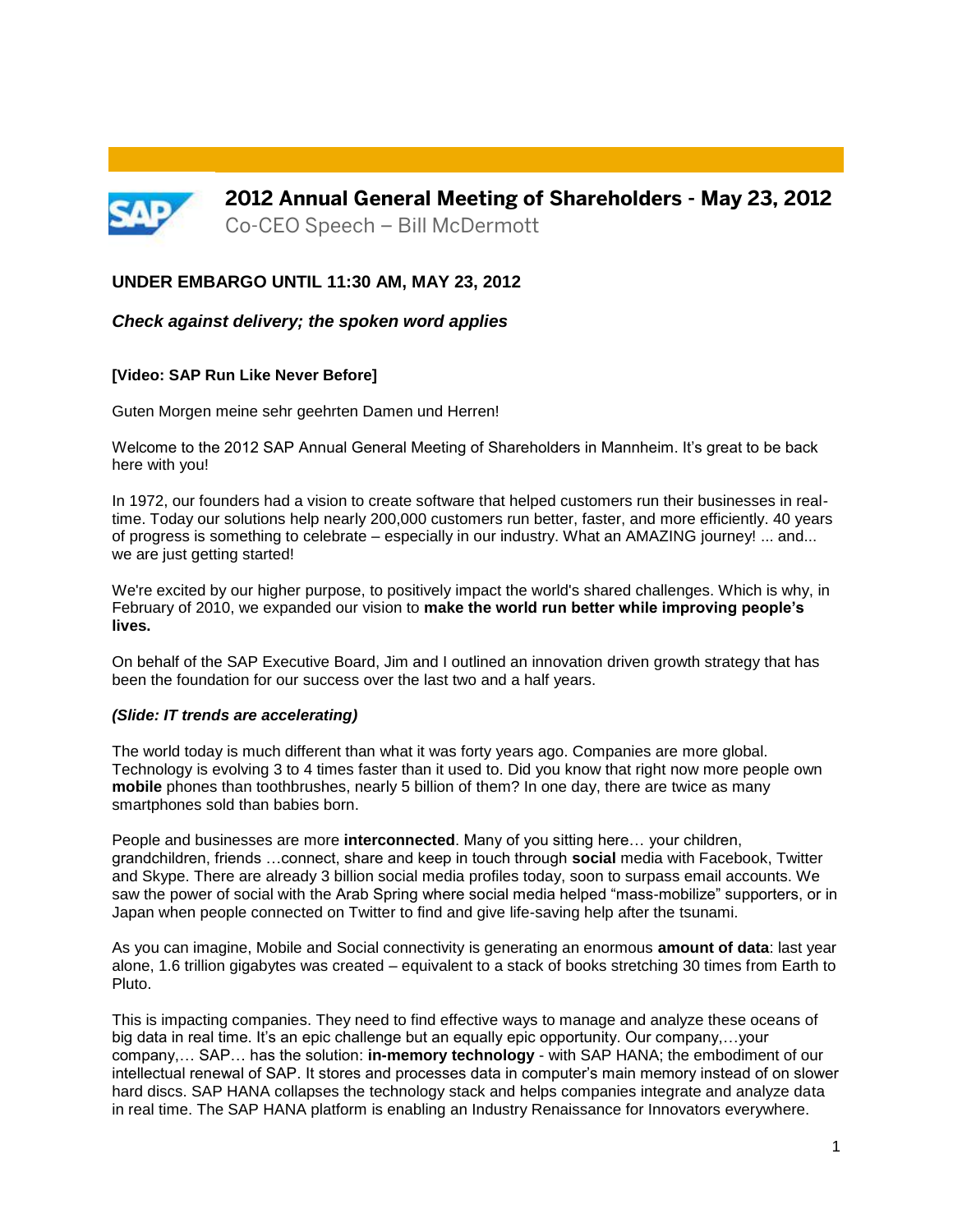# 2012 Annual General Meeting of Shareholders - May 23, 2012

Co-CEO Speech – Bill McDermott

**UNDER EMBARGO UNTIL 11:30 AM, MAY 23, 2012**

***Check against delivery; the spoken word applies***

**[Video: SAP Run Like Never Before]**

Guten Morgen meine sehr geehrten Damen und Herren!

Welcome to the 2012 SAP Annual General Meeting of Shareholders in Mannheim. It's great to be back here with you!

In 1972, our founders had a vision to create software that helped customers run their businesses in real-time. Today our solutions help nearly 200,000 customers run better, faster, and more efficiently. 40 years of progress is something to celebrate – especially in our industry. What an AMAZING journey! ... and... we are just getting started!

We're excited by our higher purpose, to positively impact the world's shared challenges. Which is why, in February of 2010, we expanded our vision to **make the world run better while improving people's lives.**

On behalf of the SAP Executive Board, Jim and I outlined an innovation driven growth strategy that has been the foundation for our success over the last two and a half years.

***(Slide: IT trends are accelerating)***

The world today is much different than what it was forty years ago. Companies are more global. Technology is evolving 3 to 4 times faster than it used to. Did you know that right now more people own **mobile** phones than toothbrushes, nearly 5 billion of them? In one day, there are twice as many smartphones sold than babies born.

People and businesses are more **interconnected**. Many of you sitting here… your children, grandchildren, friends …connect, share and keep in touch through **social** media with Facebook, Twitter and Skype. There are already 3 billion social media profiles today, soon to surpass email accounts. We saw the power of social with the Arab Spring where social media helped "mass-mobilize" supporters, or in Japan when people connected on Twitter to find and give life-saving help after the tsunami.

As you can imagine, Mobile and Social connectivity is generating an enormous **amount of data**: last year alone, 1.6 trillion gigabytes was created – equivalent to a stack of books stretching 30 times from Earth to Pluto.

This is impacting companies. They need to find effective ways to manage and analyze these oceans of big data in real time. It's an epic challenge but an equally epic opportunity. Our company,…your company,… SAP… has the solution: **in-memory technology** - with SAP HANA; the embodiment of our intellectual renewal of SAP. It stores and processes data in computer's main memory instead of on slower hard discs. SAP HANA collapses the technology stack and helps companies integrate and analyze data in real time. The SAP HANA platform is enabling an Industry Renaissance for Innovators everywhere.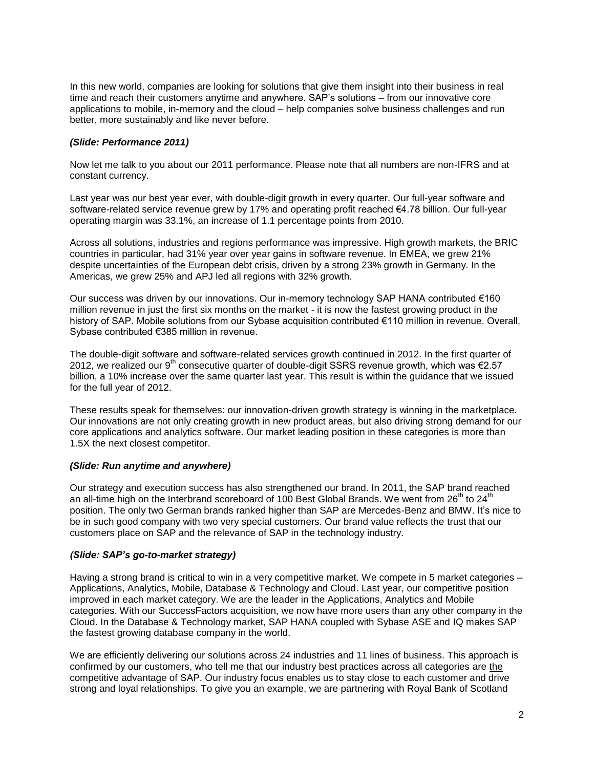In this new world, companies are looking for solutions that give them insight into their business in real time and reach their customers anytime and anywhere. SAP's solutions – from our innovative core applications to mobile, in-memory and the cloud – help companies solve business challenges and run better, more sustainably and like never before.

***(Slide: Performance 2011)***

Now let me talk to you about our 2011 performance. Please note that all numbers are non-IFRS and at constant currency.

Last year was our best year ever, with double-digit growth in every quarter. Our full-year software and software-related service revenue grew by 17% and operating profit reached €4.78 billion. Our full-year operating margin was 33.1%, an increase of 1.1 percentage points from 2010.

Across all solutions, industries and regions performance was impressive. High growth markets, the BRIC countries in particular, had 31% year over year gains in software revenue. In EMEA, we grew 21% despite uncertainties of the European debt crisis, driven by a strong 23% growth in Germany. In the Americas, we grew 25% and APJ led all regions with 32% growth.

Our success was driven by our innovations. Our in-memory technology SAP HANA contributed €160 million revenue in just the first six months on the market - it is now the fastest growing product in the history of SAP. Mobile solutions from our Sybase acquisition contributed €110 million in revenue. Overall, Sybase contributed €385 million in revenue.

The double-digit software and software-related services growth continued in 2012. In the first quarter of 2012, we realized our 9th consecutive quarter of double-digit SSRS revenue growth, which was €2.57 billion, a 10% increase over the same quarter last year. This result is within the guidance that we issued for the full year of 2012.

These results speak for themselves: our innovation-driven growth strategy is winning in the marketplace. Our innovations are not only creating growth in new product areas, but also driving strong demand for our core applications and analytics software. Our market leading position in these categories is more than 1.5X the next closest competitor.

***(Slide: Run anytime and anywhere)***

Our strategy and execution success has also strengthened our brand. In 2011, the SAP brand reached an all-time high on the Interbrand scoreboard of 100 Best Global Brands. We went from 26th to 24th position. The only two German brands ranked higher than SAP are Mercedes-Benz and BMW. It's nice to be in such good company with two very special customers. Our brand value reflects the trust that our customers place on SAP and the relevance of SAP in the technology industry.

***(Slide: SAP's go-to-market strategy)***

Having a strong brand is critical to win in a very competitive market. We compete in 5 market categories – Applications, Analytics, Mobile, Database & Technology and Cloud. Last year, our competitive position improved in each market category. We are the leader in the Applications, Analytics and Mobile categories. With our SuccessFactors acquisition, we now have more users than any other company in the Cloud. In the Database & Technology market, SAP HANA coupled with Sybase ASE and IQ makes SAP the fastest growing database company in the world.

We are efficiently delivering our solutions across 24 industries and 11 lines of business. This approach is confirmed by our customers, who tell me that our industry best practices across all categories are the competitive advantage of SAP. Our industry focus enables us to stay close to each customer and drive strong and loyal relationships. To give you an example, we are partnering with Royal Bank of Scotland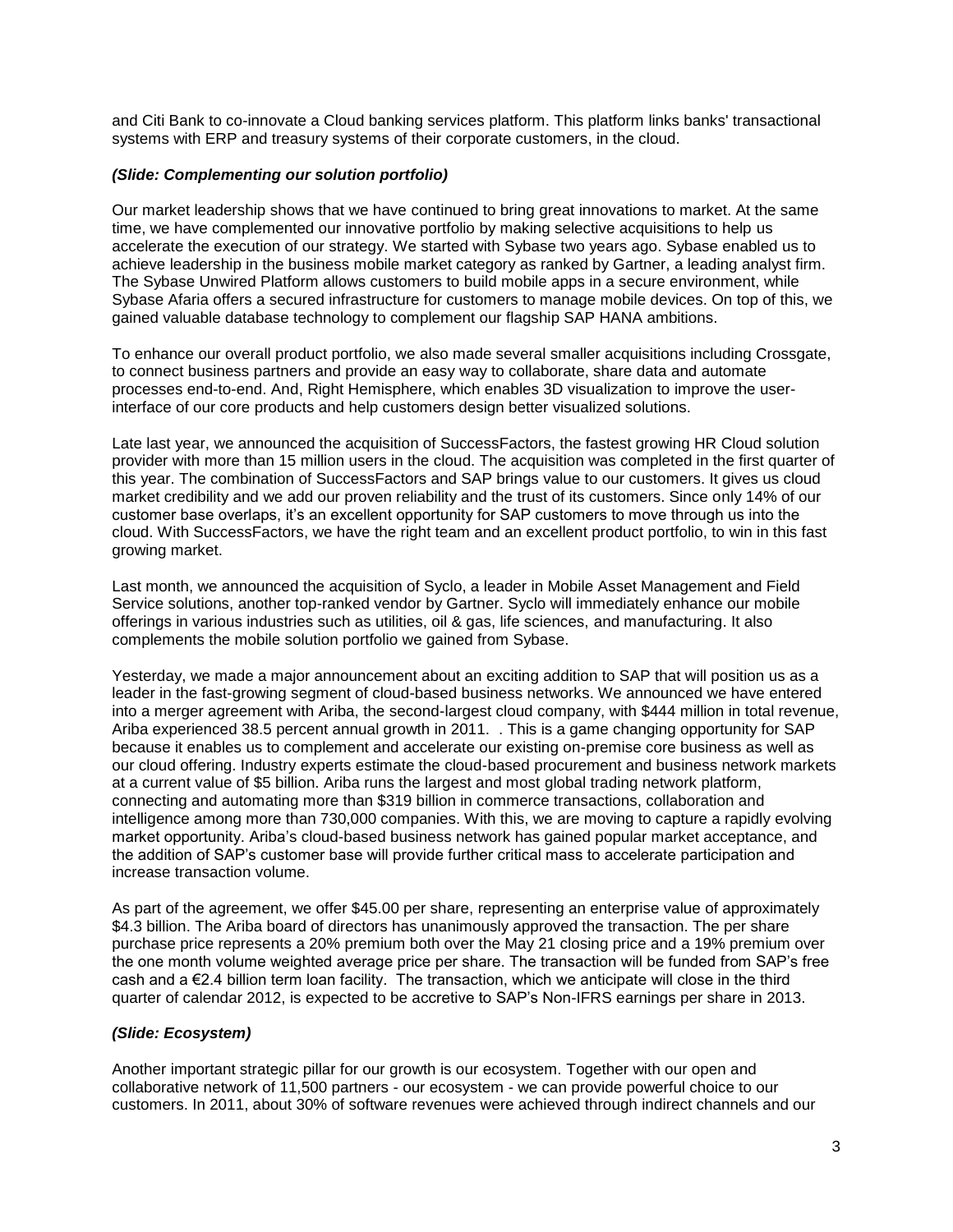and Citi Bank to co-innovate a Cloud banking services platform. This platform links banks' transactional systems with ERP and treasury systems of their corporate customers, in the cloud.

***(Slide: Complementing our solution portfolio)***

Our market leadership shows that we have continued to bring great innovations to market. At the same time, we have complemented our innovative portfolio by making selective acquisitions to help us accelerate the execution of our strategy. We started with Sybase two years ago. Sybase enabled us to achieve leadership in the business mobile market category as ranked by Gartner, a leading analyst firm. The Sybase Unwired Platform allows customers to build mobile apps in a secure environment, while Sybase Afaria offers a secured infrastructure for customers to manage mobile devices. On top of this, we gained valuable database technology to complement our flagship SAP HANA ambitions.

To enhance our overall product portfolio, we also made several smaller acquisitions including Crossgate, to connect business partners and provide an easy way to collaborate, share data and automate processes end-to-end. And, Right Hemisphere, which enables 3D visualization to improve the user-interface of our core products and help customers design better visualized solutions.

Late last year, we announced the acquisition of SuccessFactors, the fastest growing HR Cloud solution provider with more than 15 million users in the cloud. The acquisition was completed in the first quarter of this year. The combination of SuccessFactors and SAP brings value to our customers. It gives us cloud market credibility and we add our proven reliability and the trust of its customers. Since only 14% of our customer base overlaps, it's an excellent opportunity for SAP customers to move through us into the cloud. With SuccessFactors, we have the right team and an excellent product portfolio, to win in this fast growing market.

Last month, we announced the acquisition of Syclo, a leader in Mobile Asset Management and Field Service solutions, another top-ranked vendor by Gartner. Syclo will immediately enhance our mobile offerings in various industries such as utilities, oil & gas, life sciences, and manufacturing. It also complements the mobile solution portfolio we gained from Sybase.

Yesterday, we made a major announcement about an exciting addition to SAP that will position us as a leader in the fast-growing segment of cloud-based business networks. We announced we have entered into a merger agreement with Ariba, the second-largest cloud company, with $444 million in total revenue, Ariba experienced 38.5 percent annual growth in 2011. . This is a game changing opportunity for SAP because it enables us to complement and accelerate our existing on-premise core business as well as our cloud offering. Industry experts estimate the cloud-based procurement and business network markets at a current value of $5 billion. Ariba runs the largest and most global trading network platform, connecting and automating more than $319 billion in commerce transactions, collaboration and intelligence among more than 730,000 companies. With this, we are moving to capture a rapidly evolving market opportunity. Ariba's cloud-based business network has gained popular market acceptance, and the addition of SAP's customer base will provide further critical mass to accelerate participation and increase transaction volume.

As part of the agreement, we offer $45.00 per share, representing an enterprise value of approximately $4.3 billion. The Ariba board of directors has unanimously approved the transaction. The per share purchase price represents a 20% premium both over the May 21 closing price and a 19% premium over the one month volume weighted average price per share. The transaction will be funded from SAP's free cash and a €2.4 billion term loan facility. The transaction, which we anticipate will close in the third quarter of calendar 2012, is expected to be accretive to SAP's Non-IFRS earnings per share in 2013.

***(Slide: Ecosystem)***

Another important strategic pillar for our growth is our ecosystem. Together with our open and collaborative network of 11,500 partners - our ecosystem - we can provide powerful choice to our customers. In 2011, about 30% of software revenues were achieved through indirect channels and our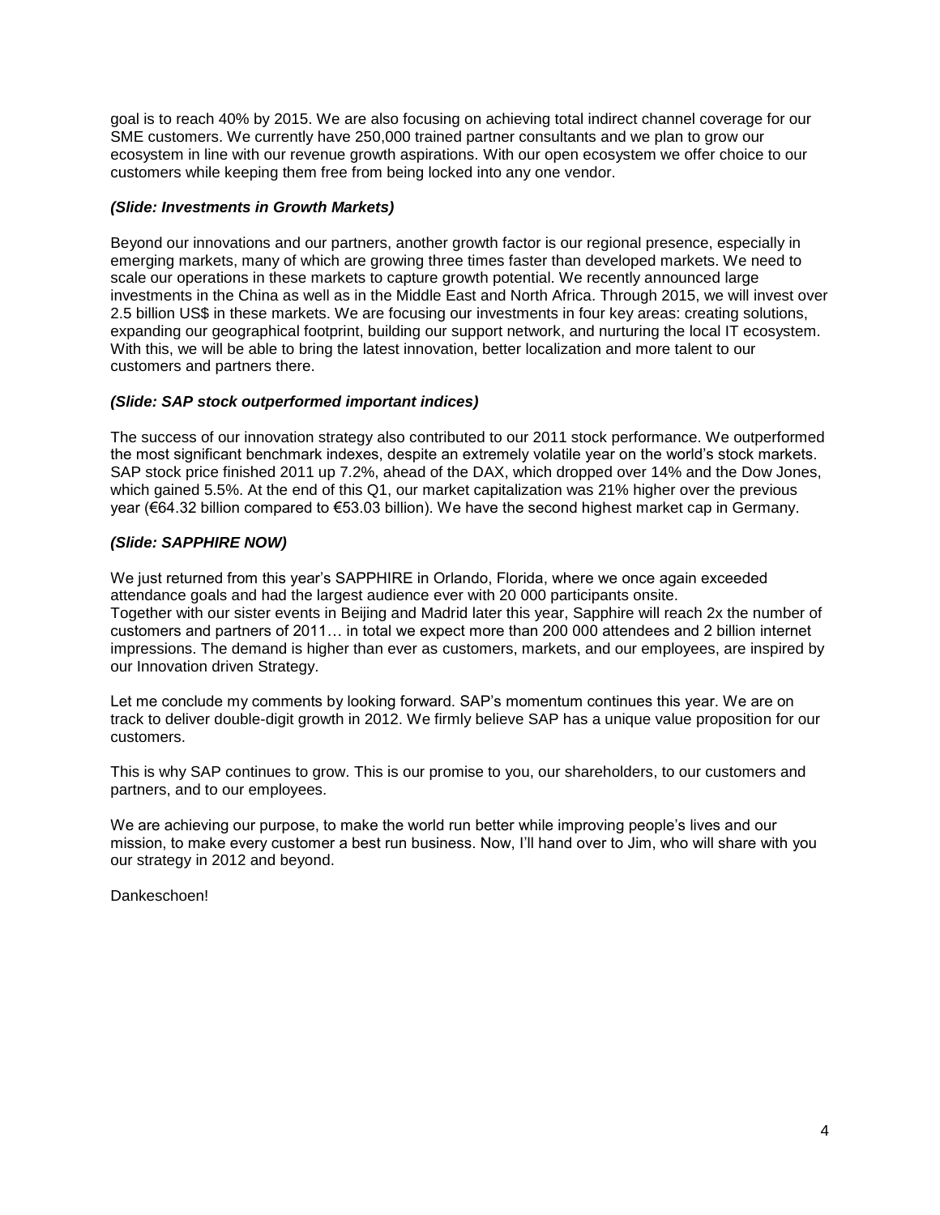goal is to reach 40% by 2015. We are also focusing on achieving total indirect channel coverage for our SME customers. We currently have 250,000 trained partner consultants and we plan to grow our ecosystem in line with our revenue growth aspirations. With our open ecosystem we offer choice to our customers while keeping them free from being locked into any one vendor.

***(Slide: Investments in Growth Markets)***

Beyond our innovations and our partners, another growth factor is our regional presence, especially in emerging markets, many of which are growing three times faster than developed markets. We need to scale our operations in these markets to capture growth potential. We recently announced large investments in the China as well as in the Middle East and North Africa. Through 2015, we will invest over 2.5 billion US$ in these markets. We are focusing our investments in four key areas: creating solutions, expanding our geographical footprint, building our support network, and nurturing the local IT ecosystem. With this, we will be able to bring the latest innovation, better localization and more talent to our customers and partners there.

***(Slide: SAP stock outperformed important indices)***

The success of our innovation strategy also contributed to our 2011 stock performance. We outperformed the most significant benchmark indexes, despite an extremely volatile year on the world's stock markets. SAP stock price finished 2011 up 7.2%, ahead of the DAX, which dropped over 14% and the Dow Jones, which gained 5.5%. At the end of this Q1, our market capitalization was 21% higher over the previous year (€64.32 billion compared to €53.03 billion). We have the second highest market cap in Germany.

***(Slide: SAPPHIRE NOW)***

We just returned from this year's SAPPHIRE in Orlando, Florida, where we once again exceeded attendance goals and had the largest audience ever with 20 000 participants onsite.
Together with our sister events in Beijing and Madrid later this year, Sapphire will reach 2x the number of customers and partners of 2011… in total we expect more than 200 000 attendees and 2 billion internet impressions. The demand is higher than ever as customers, markets, and our employees, are inspired by our Innovation driven Strategy.

Let me conclude my comments by looking forward. SAP's momentum continues this year. We are on track to deliver double-digit growth in 2012. We firmly believe SAP has a unique value proposition for our customers.

This is why SAP continues to grow. This is our promise to you, our shareholders, to our customers and partners, and to our employees.

We are achieving our purpose, to make the world run better while improving people's lives and our mission, to make every customer a best run business. Now, I'll hand over to Jim, who will share with you our strategy in 2012 and beyond.

Dankeschoen!